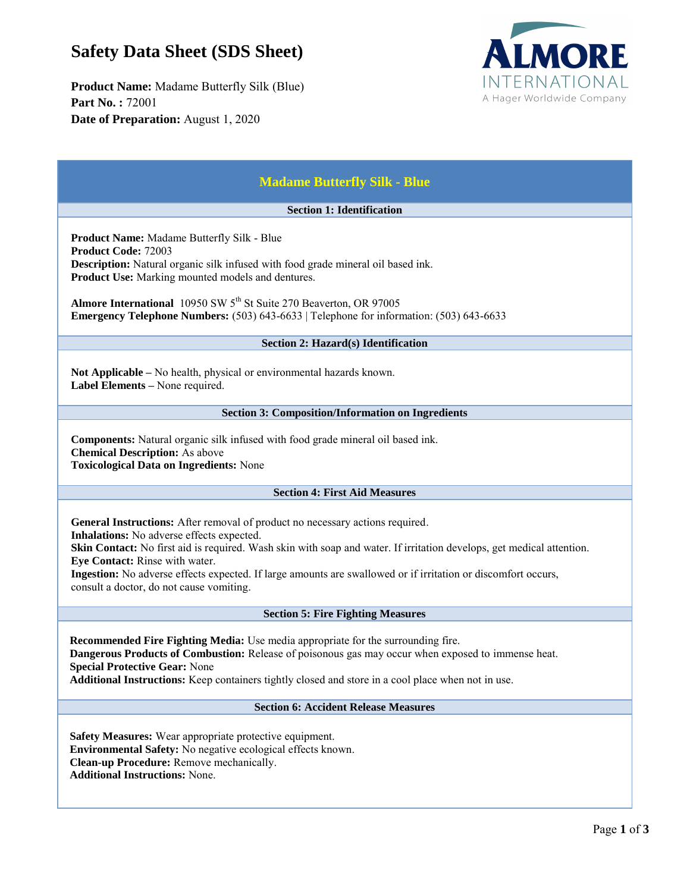# Safety Data Sheet (SDS Sheet)

**Product Name:** Madame Butterfly Silk (Blue)
**Part No. :** 72001
**Date of Preparation:** August 1, 2020

ALMORE INTERNATIONAL
A Hager Worldwide Company

## Madame Butterfly Silk - Blue

### Section 1: Identification

**Product Name:** Madame Butterfly Silk - Blue
**Product Code:** 72003
**Description:** Natural organic silk infused with food grade mineral oil based ink.
**Product Use:** Marking mounted models and dentures.

**Almore International** 10950 SW 5th St Suite 270 Beaverton, OR 97005
**Emergency Telephone Numbers:** (503) 643-6633 | Telephone for information: (503) 643-6633

### Section 2: Hazard(s) Identification

**Not Applicable –** No health, physical or environmental hazards known.
**Label Elements –** None required.

### Section 3: Composition/Information on Ingredients

**Components:** Natural organic silk infused with food grade mineral oil based ink.
**Chemical Description:** As above
**Toxicological Data on Ingredients:** None

### Section 4: First Aid Measures

**General Instructions:** After removal of product no necessary actions required.
**Inhalations:** No adverse effects expected.
**Skin Contact:** No first aid is required. Wash skin with soap and water. If irritation develops, get medical attention.
**Eye Contact:** Rinse with water.
**Ingestion:** No adverse effects expected. If large amounts are swallowed or if irritation or discomfort occurs, consult a doctor, do not cause vomiting.

### Section 5: Fire Fighting Measures

**Recommended Fire Fighting Media:** Use media appropriate for the surrounding fire.
**Dangerous Products of Combustion:** Release of poisonous gas may occur when exposed to immense heat.
**Special Protective Gear:** None
**Additional Instructions:** Keep containers tightly closed and store in a cool place when not in use.

### Section 6: Accident Release Measures

**Safety Measures:** Wear appropriate protective equipment.
**Environmental Safety:** No negative ecological effects known.
**Clean-up Procedure:** Remove mechanically.
**Additional Instructions:** None.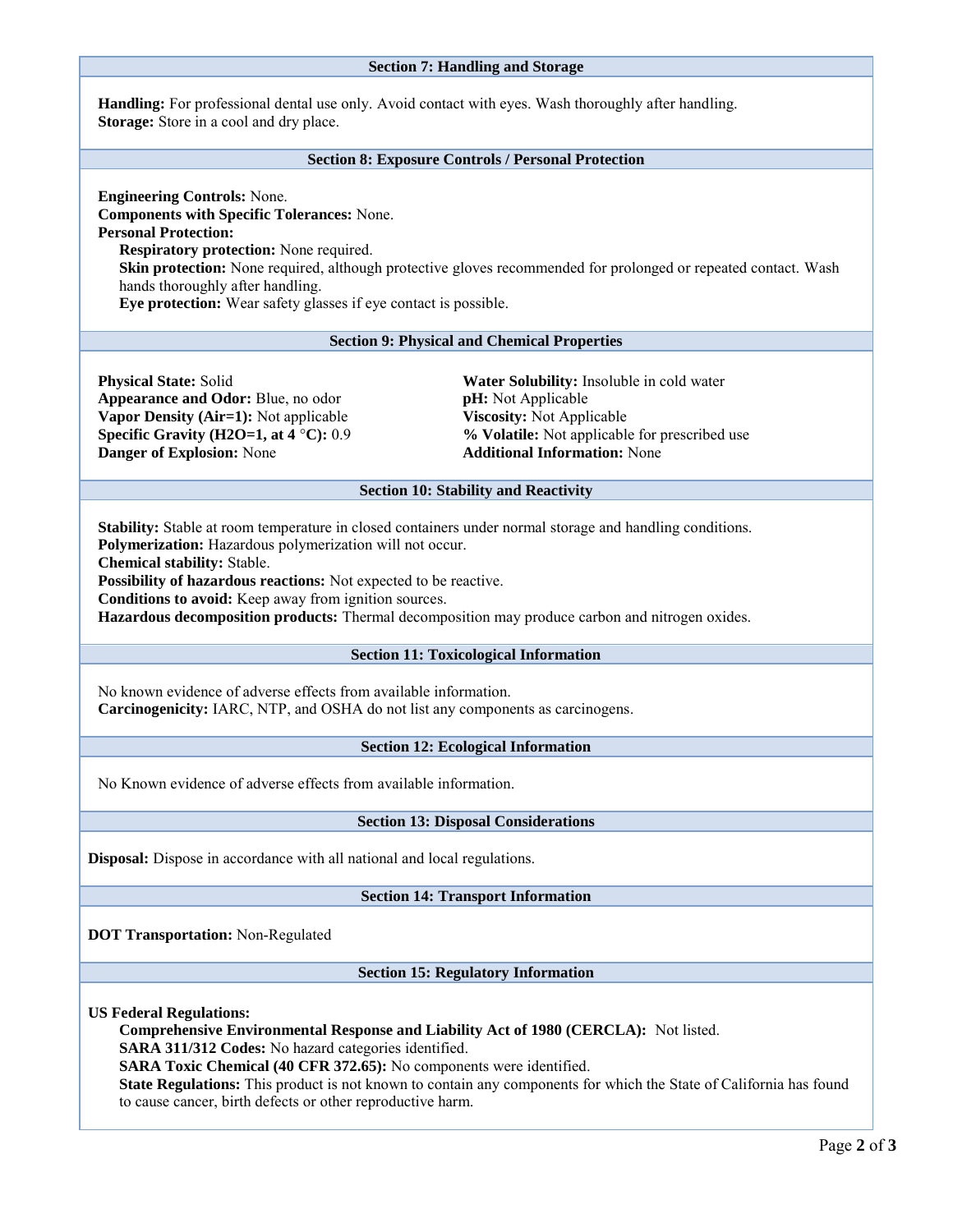## Section 7: Handling and Storage

**Handling:** For professional dental use only. Avoid contact with eyes. Wash thoroughly after handling.
**Storage:** Store in a cool and dry place.

## Section 8: Exposure Controls / Personal Protection

**Engineering Controls:** None.
**Components with Specific Tolerances:** None.
**Personal Protection:**

- **Respiratory protection:** None required.
- **Skin protection:** None required, although protective gloves recommended for prolonged or repeated contact. Wash hands thoroughly after handling.
- **Eye protection:** Wear safety glasses if eye contact is possible.

## Section 9: Physical and Chemical Properties

**Physical State:** Solid
**Appearance and Odor:** Blue, no odor
**Vapor Density (Air=1):** Not applicable
**Specific Gravity ($H_2O$=1, at 4 °C):** 0.9
**Danger of Explosion:** None
**Water Solubility:** Insoluble in cold water
**pH:** Not Applicable
**Viscosity:** Not Applicable
**% Volatile:** Not applicable for prescribed use
**Additional Information:** None

## Section 10: Stability and Reactivity

**Stability:** Stable at room temperature in closed containers under normal storage and handling conditions.
**Polymerization:** Hazardous polymerization will not occur.
**Chemical stability:** Stable.
**Possibility of hazardous reactions:** Not expected to be reactive.
**Conditions to avoid:** Keep away from ignition sources.
**Hazardous decomposition products:** Thermal decomposition may produce carbon and nitrogen oxides.

## Section 11: Toxicological Information

No known evidence of adverse effects from available information.
**Carcinogenicity:** IARC, NTP, and OSHA do not list any components as carcinogens.

## Section 12: Ecological Information

No Known evidence of adverse effects from available information.

## Section 13: Disposal Considerations

**Disposal:** Dispose in accordance with all national and local regulations.

## Section 14: Transport Information

**DOT Transportation:** Non-Regulated

## Section 15: Regulatory Information

**US Federal Regulations:**

- **Comprehensive Environmental Response and Liability Act of 1980 (CERCLA):** Not listed.
- **SARA 311/312 Codes:** No hazard categories identified.
- **SARA Toxic Chemical (40 CFR 372.65):** No components were identified.
- **State Regulations:** This product is not known to contain any components for which the State of California has found to cause cancer, birth defects or other reproductive harm.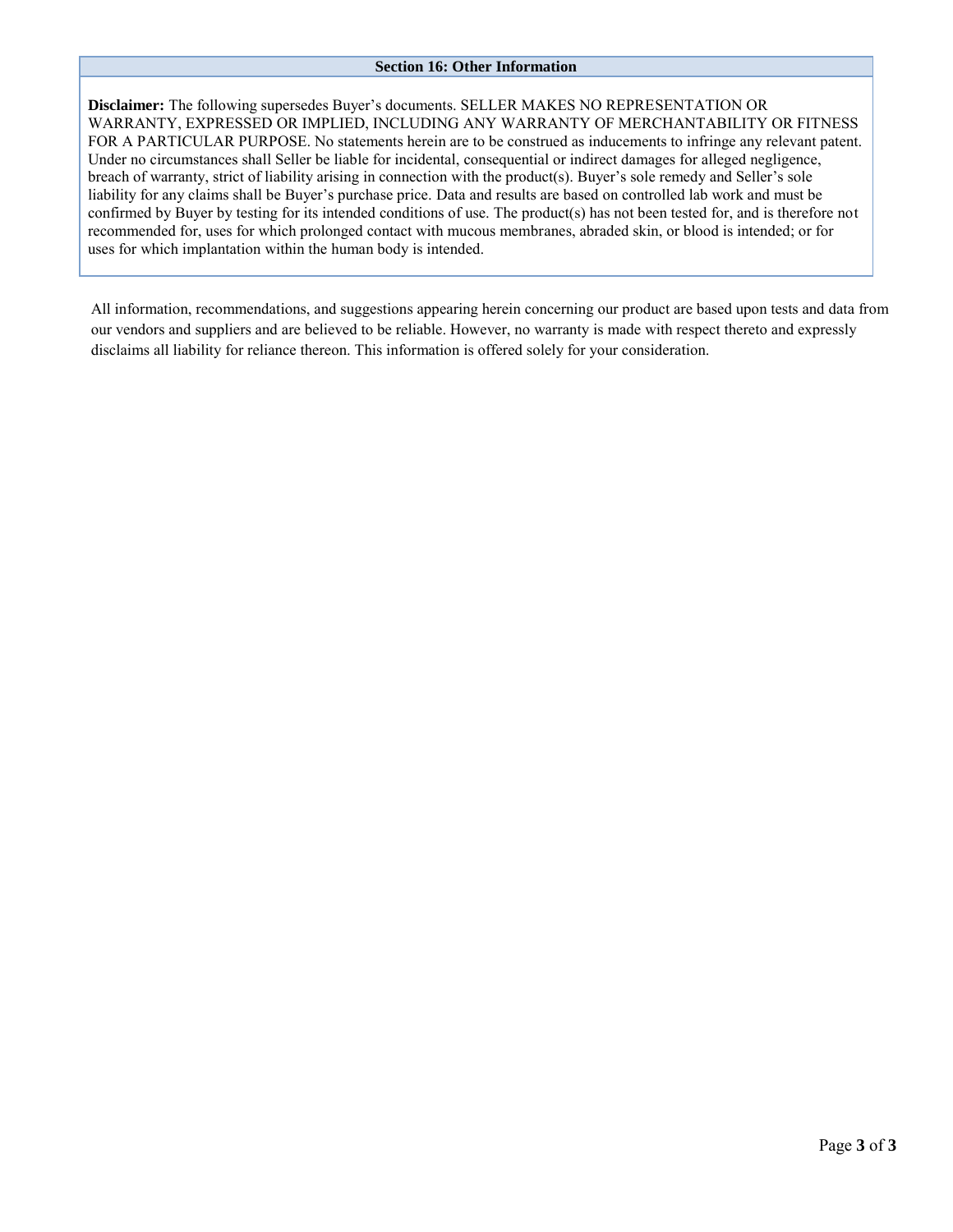## Section 16: Other Information

**Disclaimer:** The following supersedes Buyer's documents. SELLER MAKES NO REPRESENTATION OR WARRANTY, EXPRESSED OR IMPLIED, INCLUDING ANY WARRANTY OF MERCHANTABILITY OR FITNESS FOR A PARTICULAR PURPOSE. No statements herein are to be construed as inducements to infringe any relevant patent. Under no circumstances shall Seller be liable for incidental, consequential or indirect damages for alleged negligence, breach of warranty, strict of liability arising in connection with the product(s). Buyer's sole remedy and Seller's sole liability for any claims shall be Buyer's purchase price. Data and results are based on controlled lab work and must be confirmed by Buyer by testing for its intended conditions of use. The product(s) has not been tested for, and is therefore not recommended for, uses for which prolonged contact with mucous membranes, abraded skin, or blood is intended; or for uses for which implantation within the human body is intended.

All information, recommendations, and suggestions appearing herein concerning our product are based upon tests and data from our vendors and suppliers and are believed to be reliable. However, no warranty is made with respect thereto and expressly disclaims all liability for reliance thereon. This information is offered solely for your consideration.